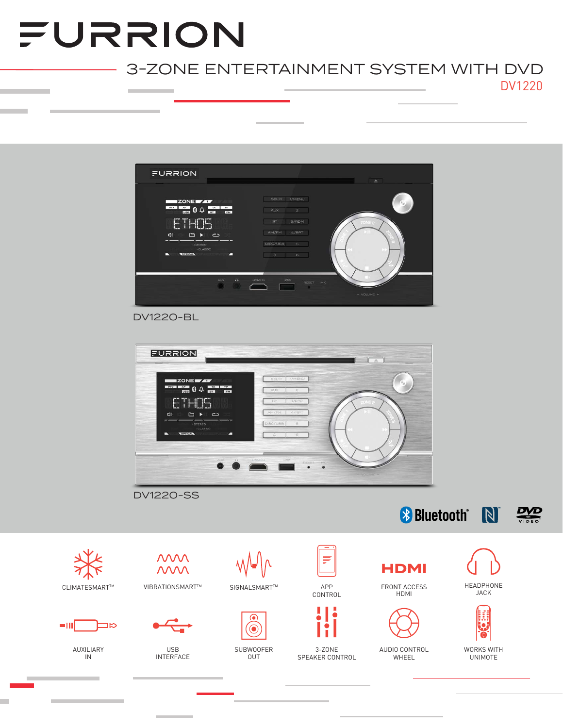# FURRION

## 3-ZONE ENTERTAINMENT SYSTEM WITH DVD

DV1220

DV1220-BL

DV1220-SS

Bluetooth®

- CLIMATESMART™
- VIBRATIONSMART™
- SIGNALSMART™
- APP CONTROL
- FRONT ACCESS HDMI
- HEADPHONE JACK
- AUXILIARY IN
- USB INTERFACE
- SUBWOOFER OUT
- 3-ZONE SPEAKER CONTROL
- AUDIO CONTROL WHEEL
- WORKS WITH UNIMOTE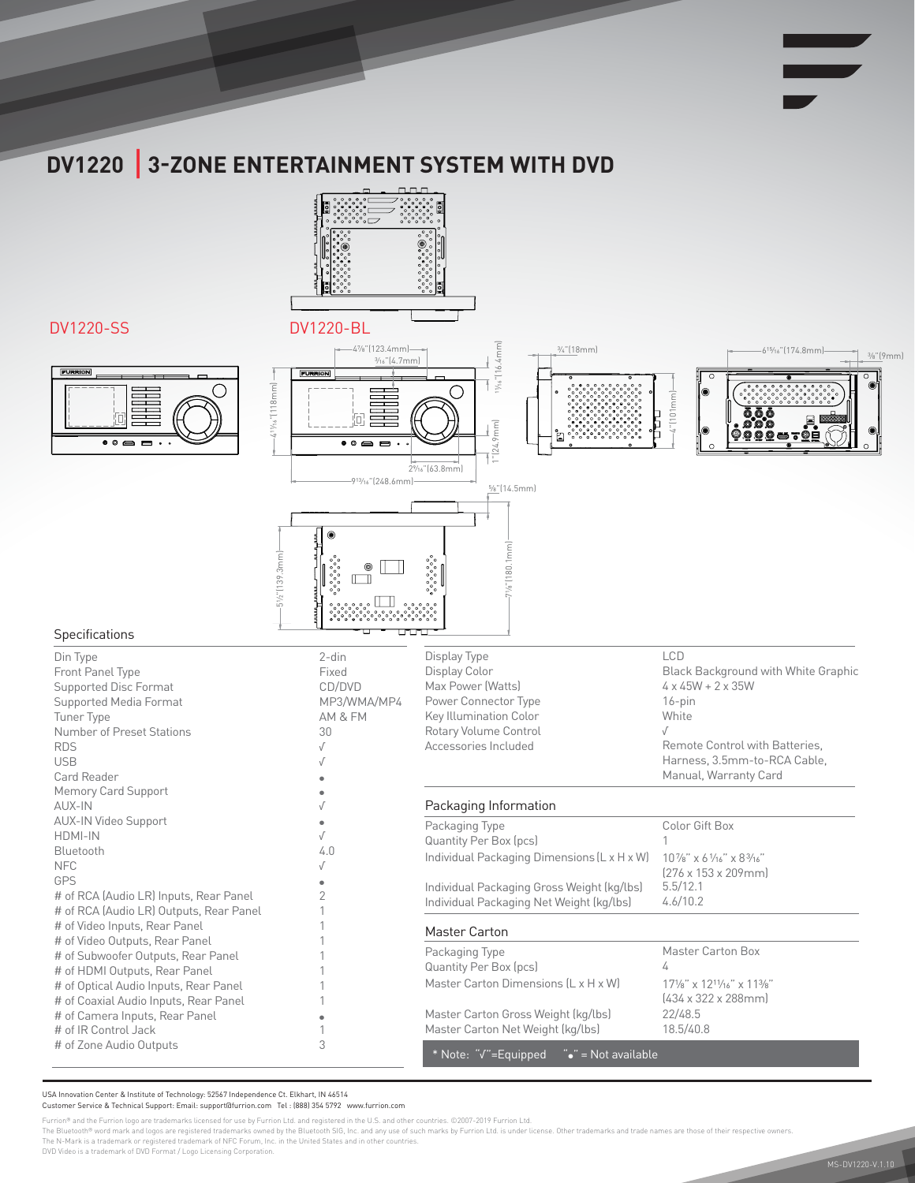# DV1220 | 3-ZONE ENTERTAINMENT SYSTEM WITH DVD

DV1220-SS

DV1220-BL

4⅞"(123.4mm)
³⁄₁₆"(4.7mm)
1⁹⁄₁₆"(16.4mm)
¾"(18mm)
6¹⁵⁄₁₆"(174.8mm)
⅜"(9mm)
4¹¹⁄₁₆"(118mm)
1"(24.9mm)
4"(101mm)
2⁹⁄₁₆"(63.8mm)
9¹³⁄₁₆"(248.6mm)
⅝"(14.5mm)
5½"(139.3mm)
7⅛"(180.1mm)

## Specifications

| | |
|---|---|
| Din Type | 2-din |
| Front Panel Type | Fixed |
| Supported Disc Format | CD/DVD |
| Supported Media Format | MP3/WMA/MP4 |
| Tuner Type | AM & FM |
| Number of Preset Stations | 30 |
| RDS | √ |
| USB | √ |
| Card Reader | • |
| Memory Card Support | • |
| AUX-IN | √ |
| AUX-IN Video Support | • |
| HDMI-IN | √ |
| Bluetooth | 4.0 |
| NFC | √ |
| GPS | • |
| # of RCA (Audio LR) Inputs, Rear Panel | 2 |
| # of RCA (Audio LR) Outputs, Rear Panel | 1 |
| # of Video Inputs, Rear Panel | 1 |
| # of Video Outputs, Rear Panel | 1 |
| # of Subwoofer Outputs, Rear Panel | 1 |
| # of HDMI Outputs, Rear Panel | 1 |
| # of Optical Audio Inputs, Rear Panel | 1 |
| # of Coaxial Audio Inputs, Rear Panel | 1 |
| # of Camera Inputs, Rear Panel | • |
| # of IR Control Jack | 1 |
| # of Zone Audio Outputs | 3 |

| | |
|---|---|
| Display Type | LCD |
| Display Color | Black Background with White Graphic |
| Max Power (Watts) | 4 x 45W + 2 x 35W |
| Power Connector Type | 16-pin |
| Key Illumination Color | White |
| Rotary Volume Control | √ |
| Accessories Included | Remote Control with Batteries, Harness, 3.5mm-to-RCA Cable, Manual, Warranty Card |

### Packaging Information

| | |
|---|---|
| Packaging Type | Color Gift Box |
| Quantity Per Box (pcs) | 1 |
| Individual Packaging Dimensions (L x H x W) | 10⅞" x 6¹⁄₁₆" x 8³⁄₁₆" (276 x 153 x 209mm) |
| Individual Packaging Gross Weight (kg/lbs) | 5.5/12.1 |
| Individual Packaging Net Weight (kg/lbs) | 4.6/10.2 |

### Master Carton

| | |
|---|---|
| Packaging Type | Master Carton Box |
| Quantity Per Box (pcs) | 4 |
| Master Carton Dimensions (L x H x W) | 17⅛" x 12¹¹⁄₁₆" x 11⅜" (434 x 322 x 288mm) |
| Master Carton Gross Weight (kg/lbs) | 22/48.5 |
| Master Carton Net Weight (kg/lbs) | 18.5/40.8 |

* Note: "√"=Equipped "•" = Not available

USA Innovation Center & Institute of Technology: 52567 Independence Ct. Elkhart, IN 46514
Customer Service & Technical Support: Email: support@furrion.com Tel : (888) 354 5792 www.furrion.com

Furrion® and the Furrion logo are trademarks licensed for use by Furrion Ltd. and registered in the U.S. and other countries. ©2007-2019 Furrion Ltd.
The Bluetooth® word mark and logos are registered trademarks owned by the Bluetooth SIG, Inc. and any use of such marks by Furrion Ltd. is under license. Other trademarks and trade names are those of their respective owners.
The N-Mark is a trademark or registered trademark of NFC Forum, Inc. in the United States and in other countries.
DVD Video is a trademark of DVD Format / Logo Licensing Corporation.

MS-DV1220-V.1.10